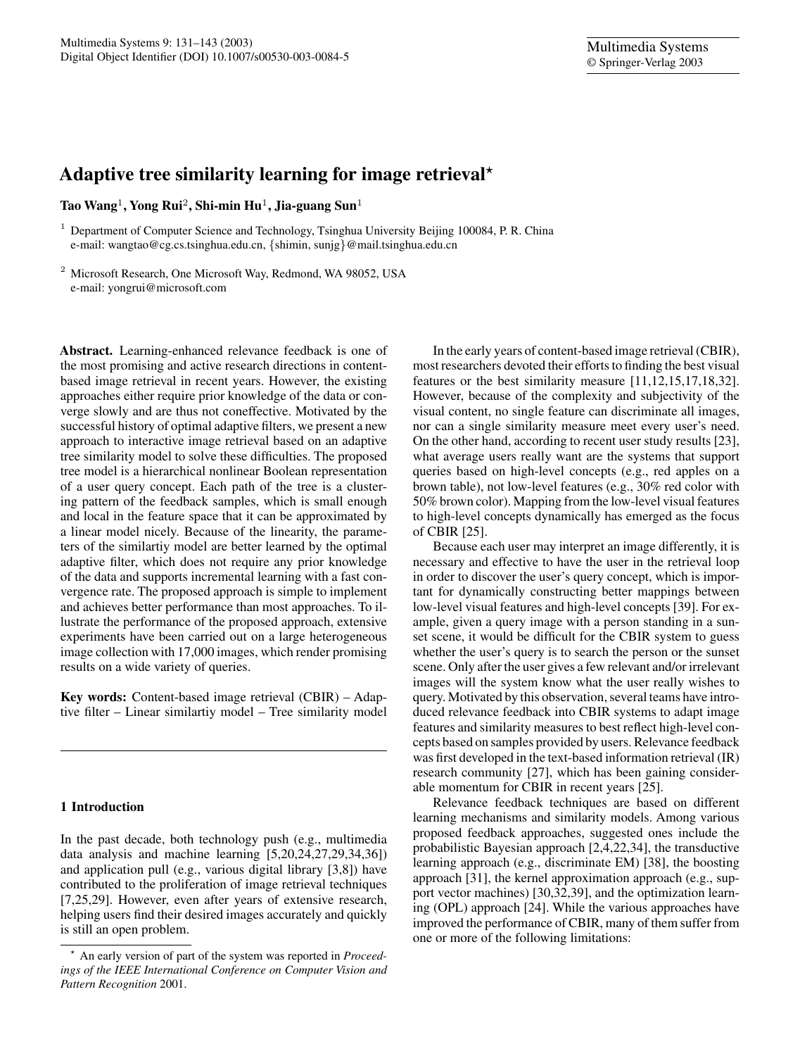# Adaptive tree similarity learning for image retrieval*

**Tao Wang**[1], **Yong Rui**[2], **Shi-min Hu**[1], **Jia-guang Sun**[1]

[1] Department of Computer Science and Technology, Tsinghua University Beijing 100084, P. R. China
e-mail: wangtao@cg.cs.tsinghua.edu.cn, {shimin, sunjg}@mail.tsinghua.edu.cn

[2] Microsoft Research, One Microsoft Way, Redmond, WA 98052, USA
e-mail: yongrui@microsoft.com

**Abstract.** Learning-enhanced relevance feedback is one of the most promising and active research directions in content-based image retrieval in recent years. However, the existing approaches either require prior knowledge of the data or converge slowly and are thus not coneffective. Motivated by the successful history of optimal adaptive filters, we present a new approach to interactive image retrieval based on an adaptive tree similarity model to solve these difficulties. The proposed tree model is a hierarchical nonlinear Boolean representation of a user query concept. Each path of the tree is a clustering pattern of the feedback samples, which is small enough and local in the feature space that it can be approximated by a linear model nicely. Because of the linearity, the parameters of the similartiy model are better learned by the optimal adaptive filter, which does not require any prior knowledge of the data and supports incremental learning with a fast convergence rate. The proposed approach is simple to implement and achieves better performance than most approaches. To illustrate the performance of the proposed approach, extensive experiments have been carried out on a large heterogeneous image collection with 17,000 images, which render promising results on a wide variety of queries.

**Key words:** Content-based image retrieval (CBIR) – Adaptive filter – Linear similartiy model – Tree similarity model

## 1 Introduction

In the past decade, both technology push (e.g., multimedia data analysis and machine learning [5,20,24,27,29,34,36]) and application pull (e.g., various digital library [3,8]) have contributed to the proliferation of image retrieval techniques [7,25,29]. However, even after years of extensive research, helping users find their desired images accurately and quickly is still an open problem.

In the early years of content-based image retrieval (CBIR), most researchers devoted their efforts to finding the best visual features or the best similarity measure [11,12,15,17,18,32]. However, because of the complexity and subjectivity of the visual content, no single feature can discriminate all images, nor can a single similarity measure meet every user's need. On the other hand, according to recent user study results [23], what average users really want are the systems that support queries based on high-level concepts (e.g., red apples on a brown table), not low-level features (e.g., 30% red color with 50% brown color). Mapping from the low-level visual features to high-level concepts dynamically has emerged as the focus of CBIR [25].

Because each user may interpret an image differently, it is necessary and effective to have the user in the retrieval loop in order to discover the user's query concept, which is important for dynamically constructing better mappings between low-level visual features and high-level concepts [39]. For example, given a query image with a person standing in a sunset scene, it would be difficult for the CBIR system to guess whether the user's query is to search the person or the sunset scene. Only after the user gives a few relevant and/or irrelevant images will the system know what the user really wishes to query. Motivated by this observation, several teams have introduced relevance feedback into CBIR systems to adapt image features and similarity measures to best reflect high-level concepts based on samples provided by users. Relevance feedback was first developed in the text-based information retrieval (IR) research community [27], which has been gaining considerable momentum for CBIR in recent years [25].

Relevance feedback techniques are based on different learning mechanisms and similarity models. Among various proposed feedback approaches, suggested ones include the probabilistic Bayesian approach [2,4,22,34], the transductive learning approach (e.g., discriminate EM) [38], the boosting approach [31], the kernel approximation approach (e.g., support vector machines) [30,32,39], and the optimization learning (OPL) approach [24]. While the various approaches have improved the performance of CBIR, many of them suffer from one or more of the following limitations:

* An early version of part of the system was reported in *Proceedings of the IEEE International Conference on Computer Vision and Pattern Recognition* 2001.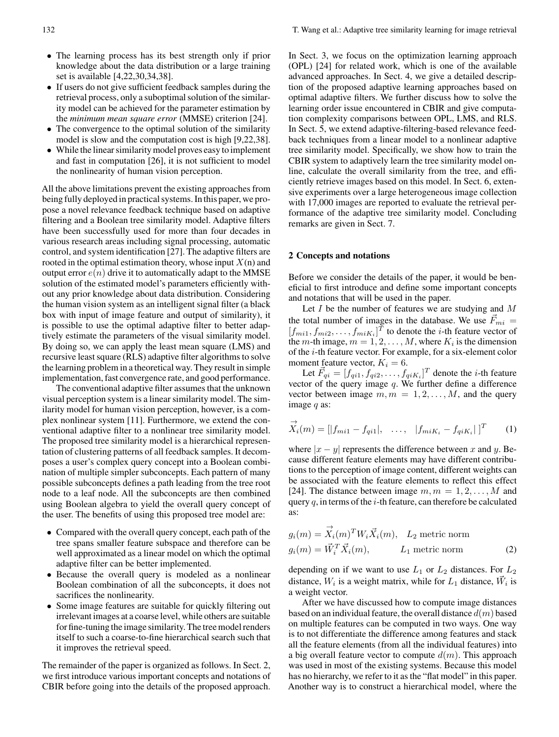- The learning process has its best strength only if prior knowledge about the data distribution or a large training set is available [4,22,30,34,38].
- If users do not give sufficient feedback samples during the retrieval process, only a suboptimal solution of the similarity model can be achieved for the parameter estimation by the *minimum mean square error* (MMSE) criterion [24].
- The convergence to the optimal solution of the similarity model is slow and the computation cost is high [9,22,38].
- While the linear similarity model proves easy to implement and fast in computation [26], it is not sufficient to model the nonlinearity of human vision perception.

All the above limitations prevent the existing approaches from being fully deployed in practical systems. In this paper, we propose a novel relevance feedback technique based on adaptive filtering and a Boolean tree similarity model. Adaptive filters have been successfully used for more than four decades in various research areas including signal processing, automatic control, and system identification [27]. The adaptive filters are rooted in the optimal estimation theory, whose input $X(n)$ and output error $e(n)$ drive it to automatically adapt to the MMSE solution of the estimated model's parameters efficiently without any prior knowledge about data distribution. Considering the human vision system as an intelligent signal filter (a black box with input of image feature and output of similarity), it is possible to use the optimal adaptive filter to better adaptively estimate the parameters of the visual similarity model. By doing so, we can apply the least mean square (LMS) and recursive least square (RLS) adaptive filter algorithms to solve the learning problem in a theoretical way. They result in simple implementation, fast convergence rate, and good performance.

The conventional adaptive filter assumes that the unknown visual perception system is a linear similarity model. The similarity model for human vision perception, however, is a complex nonlinear system [11]. Furthermore, we extend the conventional adaptive filter to a nonlinear tree similarity model. The proposed tree similarity model is a hierarchical representation of clustering patterns of all feedback samples. It decomposes a user's complex query concept into a Boolean combination of multiple simpler subconcepts. Each pattern of many possible subconcepts defines a path leading from the tree root node to a leaf node. All the subconcepts are then combined using Boolean algebra to yield the overall query concept of the user. The benefits of using this proposed tree model are:

- Compared with the overall query concept, each path of the tree spans smaller feature subspace and therefore can be well approximated as a linear model on which the optimal adaptive filter can be better implemented.
- Because the overall query is modeled as a nonlinear Boolean combination of all the subconcepts, it does not sacrifices the nonlinearity.
- Some image features are suitable for quickly filtering out irrelevant images at a coarse level, while others are suitable for fine-tuning the image similarity. The tree model renders itself to such a coarse-to-fine hierarchical search such that it improves the retrieval speed.

The remainder of the paper is organized as follows. In Sect. 2, we first introduce various important concepts and notations of CBIR before going into the details of the proposed approach. In Sect. 3, we focus on the optimization learning approach (OPL) [24] for related work, which is one of the available advanced approaches. In Sect. 4, we give a detailed description of the proposed adaptive learning approaches based on optimal adaptive filters. We further discuss how to solve the learning order issue encountered in CBIR and give computation complexity comparisons between OPL, LMS, and RLS. In Sect. 5, we extend adaptive-filtering-based relevance feedback techniques from a linear model to a nonlinear adaptive tree similarity model. Specifically, we show how to train the CBIR system to adaptively learn the tree similarity model online, calculate the overall similarity from the tree, and efficiently retrieve images based on this model. In Sect. 6, extensive experiments over a large heterogeneous image collection with 17,000 images are reported to evaluate the retrieval performance of the adaptive tree similarity model. Concluding remarks are given in Sect. 7.

## 2 Concepts and notations

Before we consider the details of the paper, it would be beneficial to first introduce and define some important concepts and notations that will be used in the paper.

Let $I$ be the number of features we are studying and $M$ the total number of images in the database. We use $\vec{F}_{mi} = [f_{mi1}, f_{mi2}, \ldots, f_{miK_i}]^T$ to denote the $i$-th feature vector of the $m$-th image, $m = 1, 2, \ldots, M$, where $K_i$ is the dimension of the $i$-th feature vector. For example, for a six-element color moment feature vector, $K_i = 6$.

Let $\vec{F}_{qi} = [f_{qi1}, f_{qi2}, \ldots, f_{qiK_i}]^T$ denote the $i$-th feature vector of the query image $q$. We further define a difference vector between image $m, m = 1, 2, \ldots, M$, and the query image $q$ as:

$$\vec{X}_i(m) = [|f_{mi1} - f_{qi1}|, \quad \ldots, \quad |f_{miK_i} - f_{qiK_i}|\,]^T \tag{1}$$

where $|x - y|$ represents the difference between $x$ and $y$. Because different feature elements may have different contributions to the perception of image content, different weights can be associated with the feature elements to reflect this effect [24]. The distance between image $m, m = 1, 2, \ldots, M$ and query $q$, in terms of the $i$-th feature, can therefore be calculated as:

$$\begin{aligned} g_i(m) &= \vec{X}_i(m)^T W_i \vec{X}_i(m), \quad L_2 \text{ metric norm} \\ g_i(m) &= \vec{W}_i^T \vec{X}_i(m), \qquad\quad\;\; L_1 \text{ metric norm} \end{aligned} \tag{2}$$

depending on if we want to use $L_1$ or $L_2$ distances. For $L_2$ distance, $W_i$ is a weight matrix, while for $L_1$ distance, $\vec{W}_i$ is a weight vector.

After we have discussed how to compute image distances based on an individual feature, the overall distance $d(m)$ based on multiple features can be computed in two ways. One way is to not differentiate the difference among features and stack all the feature elements (from all the individual features) into a big overall feature vector to compute $d(m)$. This approach was used in most of the existing systems. Because this model has no hierarchy, we refer to it as the "flat model" in this paper. Another way is to construct a hierarchical model, where the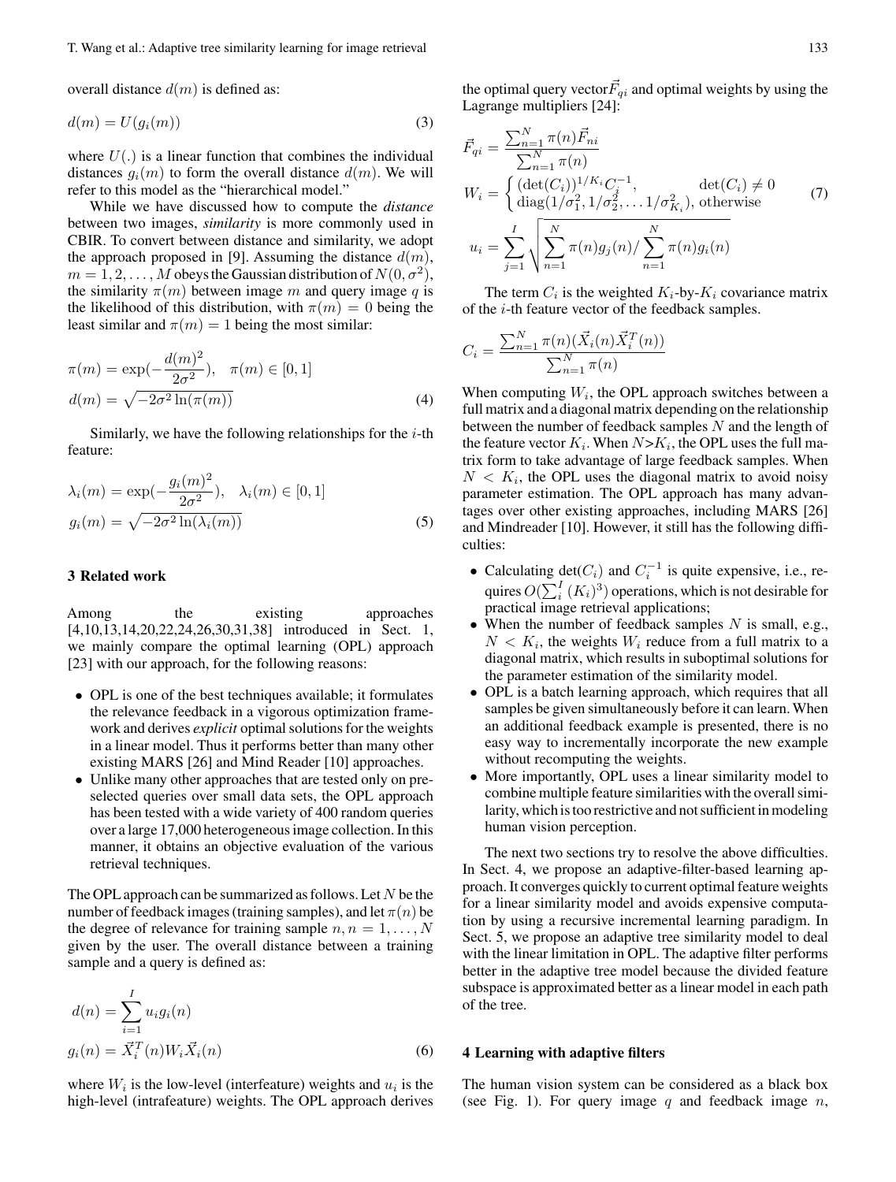overall distance $d(m)$ is defined as:

$$d(m) = U(g_i(m)) \tag{3}$$

where $U(.)$ is a linear function that combines the individual distances $g_i(m)$ to form the overall distance $d(m)$. We will refer to this model as the "hierarchical model."

While we have discussed how to compute the *distance* between two images, *similarity* is more commonly used in CBIR. To convert between distance and similarity, we adopt the approach proposed in [9]. Assuming the distance $d(m)$, $m = 1, 2, \ldots, M$ obeys the Gaussian distribution of $N(0, \sigma^2)$, the similarity $\pi(m)$ between image $m$ and query image $q$ is the likelihood of this distribution, with $\pi(m) = 0$ being the least similar and $\pi(m) = 1$ being the most similar:

$$\pi(m) = \exp(-\frac{d(m)^2}{2\sigma^2}), \quad \pi(m) \in [0, 1]$$
$$d(m) = \sqrt{-2\sigma^2 \ln(\pi(m))} \tag{4}$$

Similarly, we have the following relationships for the $i$-th feature:

$$\lambda_i(m) = \exp(-\frac{g_i(m)^2}{2\sigma^2}), \quad \lambda_i(m) \in [0, 1]$$
$$g_i(m) = \sqrt{-2\sigma^2 \ln(\lambda_i(m))} \tag{5}$$

## 3 Related work

Among the existing approaches [4,10,13,14,20,22,24,26,30,31,38] introduced in Sect. 1, we mainly compare the optimal learning (OPL) approach [23] with our approach, for the following reasons:

- OPL is one of the best techniques available; it formulates the relevance feedback in a vigorous optimization framework and derives *explicit* optimal solutions for the weights in a linear model. Thus it performs better than many other existing MARS [26] and Mind Reader [10] approaches.
- Unlike many other approaches that are tested only on preselected queries over small data sets, the OPL approach has been tested with a wide variety of 400 random queries over a large 17,000 heterogeneous image collection. In this manner, it obtains an objective evaluation of the various retrieval techniques.

The OPL approach can be summarized as follows. Let $N$ be the number of feedback images (training samples), and let $\pi(n)$ be the degree of relevance for training sample $n, n = 1, \ldots, N$ given by the user. The overall distance between a training sample and a query is defined as:

$$d(n) = \sum_{i=1}^{I} u_i g_i(n)$$
$$g_i(n) = \vec{X}_i^T(n) W_i \vec{X}_i(n) \tag{6}$$

where $W_i$ is the low-level (interfeature) weights and $u_i$ is the high-level (intrafeature) weights. The OPL approach derives the optimal query vector $\vec{F}_{qi}$ and optimal weights by using the Lagrange multipliers [24]:

$$\vec{F}_{qi} = \frac{\sum_{n=1}^{N} \pi(n) \vec{F}_{ni}}{\sum_{n=1}^{N} \pi(n)}$$
$$W_i = \begin{cases} (\det(C_i))^{1/K_i} C_j^{-1}, & \det(C_i) \neq 0 \\ \text{diag}(1/\sigma_1^2, 1/\sigma_2^2, \ldots 1/\sigma_{K_i}^2), & \text{otherwise} \end{cases} \tag{7}$$
$$u_i = \sum_{j=1}^{I} \sqrt{\sum_{n=1}^{N} \pi(n) g_j(n) / \sum_{n=1}^{N} \pi(n) g_i(n)}$$

The term $C_i$ is the weighted $K_i$-by-$K_i$ covariance matrix of the $i$-th feature vector of the feedback samples.

$$C_i = \frac{\sum_{n=1}^{N} \pi(n)(\vec{X}_i(n)\vec{X}_i^T(n))}{\sum_{n=1}^{N} \pi(n)}$$

When computing $W_i$, the OPL approach switches between a full matrix and a diagonal matrix depending on the relationship between the number of feedback samples $N$ and the length of the feature vector $K_i$. When $N > K_i$, the OPL uses the full matrix form to take advantage of large feedback samples. When $N < K_i$, the OPL uses the diagonal matrix to avoid noisy parameter estimation. The OPL approach has many advantages over other existing approaches, including MARS [26] and Mindreader [10]. However, it still has the following difficulties:

- Calculating $\det(C_i)$ and $C_i^{-1}$ is quite expensive, i.e., requires $O(\sum_i^I (K_i)^3)$ operations, which is not desirable for practical image retrieval applications;
- When the number of feedback samples $N$ is small, e.g., $N < K_i$, the weights $W_i$ reduce from a full matrix to a diagonal matrix, which results in suboptimal solutions for the parameter estimation of the similarity model.
- OPL is a batch learning approach, which requires that all samples be given simultaneously before it can learn. When an additional feedback example is presented, there is no easy way to incrementally incorporate the new example without recomputing the weights.
- More importantly, OPL uses a linear similarity model to combine multiple feature similarities with the overall similarity, which is too restrictive and not sufficient in modeling human vision perception.

The next two sections try to resolve the above difficulties. In Sect. 4, we propose an adaptive-filter-based learning approach. It converges quickly to current optimal feature weights for a linear similarity model and avoids expensive computation by using a recursive incremental learning paradigm. In Sect. 5, we propose an adaptive tree similarity model to deal with the linear limitation in OPL. The adaptive filter performs better in the adaptive tree model because the divided feature subspace is approximated better as a linear model in each path of the tree.

## 4 Learning with adaptive filters

The human vision system can be considered as a black box (see Fig. 1). For query image $q$ and feedback image $n$,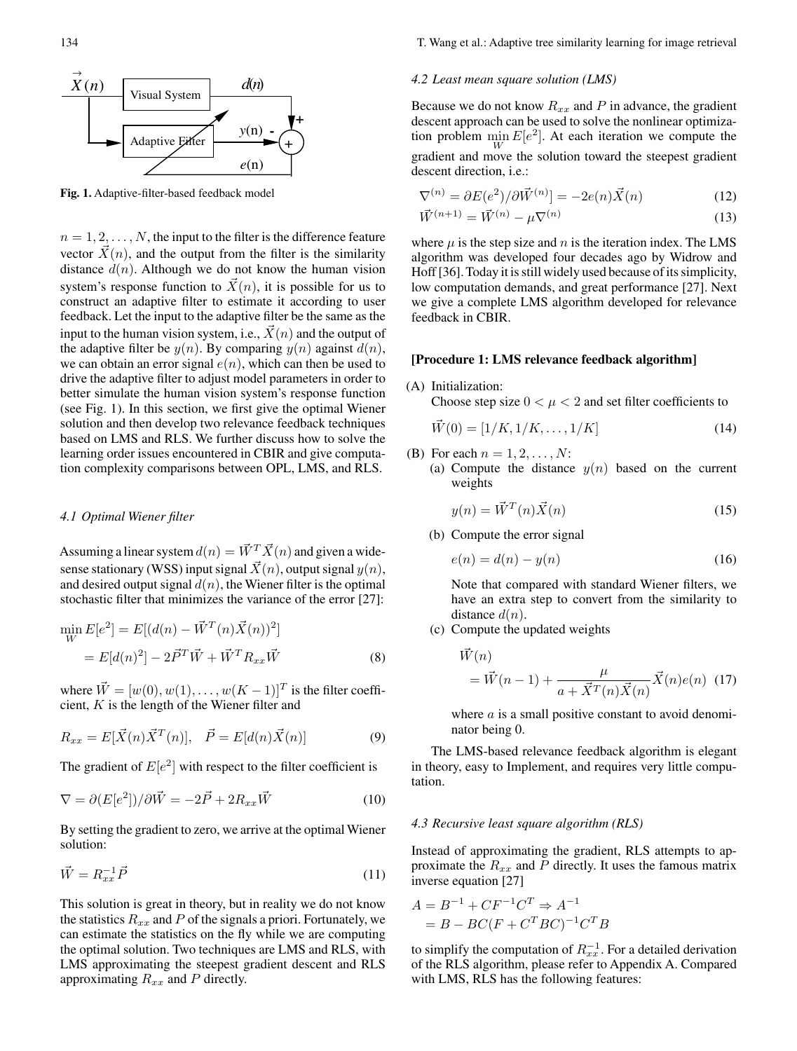Fig. 1. Adaptive-filter-based feedback model

$n = 1, 2, \ldots, N$, the input to the filter is the difference feature vector $\vec{X}(n)$, and the output from the filter is the similarity distance $d(n)$. Although we do not know the human vision system's response function to $\vec{X}(n)$, it is possible for us to construct an adaptive filter to estimate it according to user feedback. Let the input to the adaptive filter be the same as the input to the human vision system, i.e., $\vec{X}(n)$ and the output of the adaptive filter be $y(n)$. By comparing $y(n)$ against $d(n)$, we can obtain an error signal $e(n)$, which can then be used to drive the adaptive filter to adjust model parameters in order to better simulate the human vision system's response function (see Fig. 1). In this section, we first give the optimal Wiener solution and then develop two relevance feedback techniques based on LMS and RLS. We further discuss how to solve the learning order issues encountered in CBIR and give computation complexity comparisons between OPL, LMS, and RLS.

### *4.1 Optimal Wiener filter*

Assuming a linear system $d(n) = \vec{W}^T \vec{X}(n)$ and given a wide-sense stationary (WSS) input signal $\vec{X}(n)$, output signal $y(n)$, and desired output signal $d(n)$, the Wiener filter is the optimal stochastic filter that minimizes the variance of the error [27]:

$$\begin{aligned} \min_{W} E[e^2] &= E[(d(n) - \vec{W}^T(n)\vec{X}(n))^2] \\ &= E[d(n)^2] - 2\vec{P}^T\vec{W} + \vec{W}^T R_{xx}\vec{W} \end{aligned} \tag{8}$$

where $\vec{W} = [w(0), w(1), \ldots, w(K-1)]^T$ is the filter coefficient, $K$ is the length of the Wiener filter and

$$R_{xx} = E[\vec{X}(n)\vec{X}^T(n)], \quad \vec{P} = E[d(n)\vec{X}(n)] \tag{9}$$

The gradient of $E[e^2]$ with respect to the filter coefficient is

$$\nabla = \partial(E[e^2])/\partial\vec{W} = -2\vec{P} + 2R_{xx}\vec{W} \tag{10}$$

By setting the gradient to zero, we arrive at the optimal Wiener solution:

$$\vec{W} = R_{xx}^{-1}\vec{P} \tag{11}$$

This solution is great in theory, but in reality we do not know the statistics $R_{xx}$ and $P$ of the signals a priori. Fortunately, we can estimate the statistics on the fly while we are computing the optimal solution. Two techniques are LMS and RLS, with LMS approximating the steepest gradient descent and RLS approximating $R_{xx}$ and $P$ directly.

### *4.2 Least mean square solution (LMS)*

Because we do not know $R_{xx}$ and $P$ in advance, the gradient descent approach can be used to solve the nonlinear optimization problem $\min_{W} E[e^2]$. At each iteration we compute the gradient and move the solution toward the steepest gradient descent direction, i.e.:

$$\nabla^{(n)} = \partial E(e^2)/\partial\vec{W}^{(n)}] = -2e(n)\vec{X}(n) \tag{12}$$

$$\vec{W}^{(n+1)} = \vec{W}^{(n)} - \mu\nabla^{(n)} \tag{13}$$

where $\mu$ is the step size and $n$ is the iteration index. The LMS algorithm was developed four decades ago by Widrow and Hoff [36]. Today it is still widely used because of its simplicity, low computation demands, and great performance [27]. Next we give a complete LMS algorithm developed for relevance feedback in CBIR.

**[Procedure 1: LMS relevance feedback algorithm]**

(A) Initialization:
Choose step size $0 < \mu < 2$ and set filter coefficients to

$$\vec{W}(0) = [1/K, 1/K, \ldots, 1/K] \tag{14}$$

(B) For each $n = 1, 2, \ldots, N$:

(a) Compute the distance $y(n)$ based on the current weights

$$y(n) = \vec{W}^T(n)\vec{X}(n) \tag{15}$$

(b) Compute the error signal

$$e(n) = d(n) - y(n) \tag{16}$$

Note that compared with standard Wiener filters, we have an extra step to convert from the similarity to distance $d(n)$.

(c) Compute the updated weights

$$\begin{aligned} &\vec{W}(n) \\ &= \vec{W}(n-1) + \frac{\mu}{a + \vec{X}^T(n)\vec{X}(n)}\vec{X}(n)e(n) \end{aligned} \tag{17}$$

where $a$ is a small positive constant to avoid denominator being 0.

The LMS-based relevance feedback algorithm is elegant in theory, easy to Implement, and requires very little computation.

### *4.3 Recursive least square algorithm (RLS)*

Instead of approximating the gradient, RLS attempts to approximate the $R_{xx}$ and $P$ directly. It uses the famous matrix inverse equation [27]

$$\begin{aligned} A &= B^{-1} + CF^{-1}C^T \Rightarrow A^{-1} \\ &= B - BC(F + C^T BC)^{-1}C^T B \end{aligned}$$

to simplify the computation of $R_{xx}^{-1}$. For a detailed derivation of the RLS algorithm, please refer to Appendix A. Compared with LMS, RLS has the following features: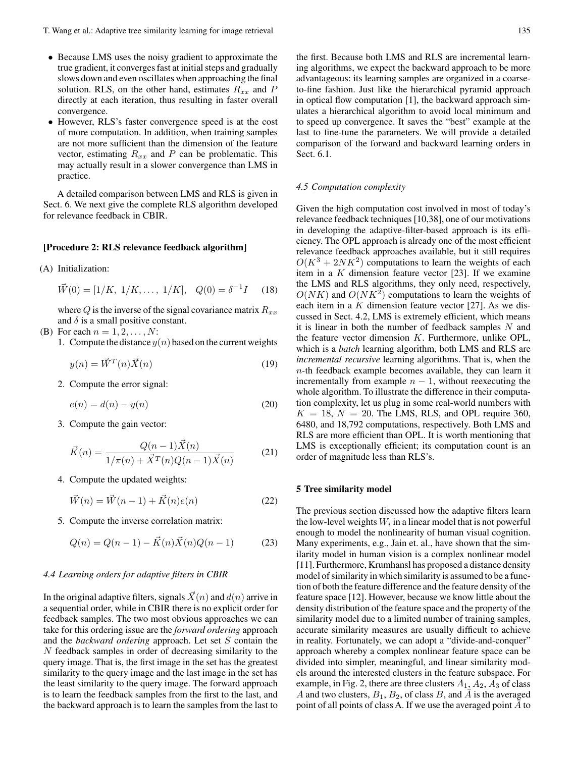- Because LMS uses the noisy gradient to approximate the true gradient, it converges fast at initial steps and gradually slows down and even oscillates when approaching the final solution. RLS, on the other hand, estimates $R_{xx}$ and $P$ directly at each iteration, thus resulting in faster overall convergence.
- However, RLS's faster convergence speed is at the cost of more computation. In addition, when training samples are not more sufficient than the dimension of the feature vector, estimating $R_{xx}$ and $P$ can be problematic. This may actually result in a slower convergence than LMS in practice.

A detailed comparison between LMS and RLS is given in Sect. 6. We next give the complete RLS algorithm developed for relevance feedback in CBIR.

**[Procedure 2: RLS relevance feedback algorithm]**

(A) Initialization:

$$\vec{W}(0) = [1/K,\ 1/K, \ldots,\ 1/K], \quad Q(0) = \delta^{-1} I \tag{18}$$

where $Q$ is the inverse of the signal covariance matrix $R_{xx}$ and $\delta$ is a small positive constant.

(B) For each $n = 1, 2, \ldots, N$:

1. Compute the distance $y(n)$ based on the current weights

$$y(n) = \vec{W}^T(n)\vec{X}(n) \tag{19}$$

2. Compute the error signal:

$$e(n) = d(n) - y(n) \tag{20}$$

3. Compute the gain vector:

$$\vec{K}(n) = \frac{Q(n-1)\vec{X}(n)}{1/\pi(n) + \vec{X}^T(n)Q(n-1)\vec{X}(n)} \tag{21}$$

4. Compute the updated weights:

$$\vec{W}(n) = \vec{W}(n-1) + \vec{K}(n)e(n) \tag{22}$$

5. Compute the inverse correlation matrix:

$$Q(n) = Q(n-1) - \vec{K}(n)\vec{X}(n)Q(n-1) \tag{23}$$

### 4.4 Learning orders for adaptive filters in CBIR

In the original adaptive filters, signals $\vec{X}(n)$ and $d(n)$ arrive in a sequential order, while in CBIR there is no explicit order for feedback samples. The two most obvious approaches we can take for this ordering issue are the *forward ordering* approach and the *backward ordering* approach. Let set $S$ contain the $N$ feedback samples in order of decreasing similarity to the query image. That is, the first image in the set has the greatest similarity to the query image and the last image in the set has the least similarity to the query image. The forward approach is to learn the feedback samples from the first to the last, and the backward approach is to learn the samples from the last to the first. Because both LMS and RLS are incremental learning algorithms, we expect the backward approach to be more advantageous: its learning samples are organized in a coarse-to-fine fashion. Just like the hierarchical pyramid approach in optical flow computation [1], the backward approach simulates a hierarchical algorithm to avoid local minimum and to speed up convergence. It saves the "best" example at the last to fine-tune the parameters. We will provide a detailed comparison of the forward and backward learning orders in Sect. 6.1.

### 4.5 Computation complexity

Given the high computation cost involved in most of today's relevance feedback techniques [10,38], one of our motivations in developing the adaptive-filter-based approach is its efficiency. The OPL approach is already one of the most efficient relevance feedback approaches available, but it still requires $O(K^3 + 2NK^2)$ computations to learn the weights of each item in a $K$ dimension feature vector [23]. If we examine the LMS and RLS algorithms, they only need, respectively, $O(NK)$ and $O(NK^2)$ computations to learn the weights of each item in a $K$ dimension feature vector [27]. As we discussed in Sect. 4.2, LMS is extremely efficient, which means it is linear in both the number of feedback samples $N$ and the feature vector dimension $K$. Furthermore, unlike OPL, which is a *batch* learning algorithm, both LMS and RLS are *incremental recursive* learning algorithms. That is, when the $n$-th feedback example becomes available, they can learn it incrementally from example $n-1$, without reexecuting the whole algorithm. To illustrate the difference in their computation complexity, let us plug in some real-world numbers with $K = 18$, $N = 20$. The LMS, RLS, and OPL require 360, 6480, and 18,792 computations, respectively. Both LMS and RLS are more efficient than OPL. It is worth mentioning that LMS is exceptionally efficient; its computation count is an order of magnitude less than RLS's.

## 5 Tree similarity model

The previous section discussed how the adaptive filters learn the low-level weights $W_i$ in a linear model that is not powerful enough to model the nonlinearity of human visual cognition. Many experiments, e.g., Jain et. al., have shown that the similarity model in human vision is a complex nonlinear model [11]. Furthermore, Krumhansl has proposed a distance density model of similarity in which similarity is assumed to be a function of both the feature difference and the feature density of the feature space [12]. However, because we know little about the density distribution of the feature space and the property of the similarity model due to a limited number of training samples, accurate similarity measures are usually difficult to achieve in reality. Fortunately, we can adopt a "divide-and-conquer" approach whereby a complex nonlinear feature space can be divided into simpler, meaningful, and linear similarity models around the interested clusters in the feature subspace. For example, in Fig. 2, there are three clusters $A_1, A_2, A_3$ of class $A$ and two clusters, $B_1, B_2$, of class $B$, and $\bar{A}$ is the averaged point of all points of class A. If we use the averaged point $\bar{A}$ to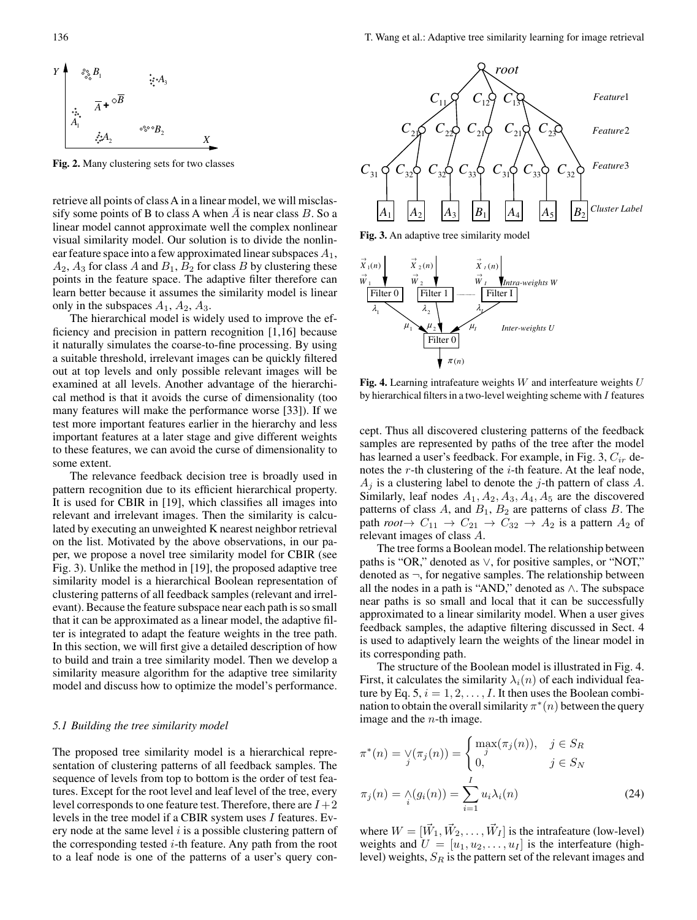Y

$B_1$

$A_3$

$\overline{A}$ + $\circ\overline{B}$

$A_1$

$A_2$

$B_2$

X

**Fig. 2.** Many clustering sets for two classes

retrieve all points of class A in a linear model, we will misclassify some points of B to class A when $\bar{A}$ is near class $B$. So a linear model cannot approximate well the complex nonlinear visual similarity model. Our solution is to divide the nonlinear feature space into a few approximated linear subspaces $A_1$, $A_2$, $A_3$ for class $A$ and $B_1$, $B_2$ for class $B$ by clustering these points in the feature space. The adaptive filter therefore can learn better because it assumes the similarity model is linear only in the subspaces $A_1$, $A_2$, $A_3$.

The hierarchical model is widely used to improve the efficiency and precision in pattern recognition [1,16] because it naturally simulates the coarse-to-fine processing. By using a suitable threshold, irrelevant images can be quickly filtered out at top levels and only possible relevant images will be examined at all levels. Another advantage of the hierarchical method is that it avoids the curse of dimensionality (too many features will make the performance worse [33]). If we test more important features earlier in the hierarchy and less important features at a later stage and give different weights to these features, we can avoid the curse of dimensionality to some extent.

The relevance feedback decision tree is broadly used in pattern recognition due to its efficient hierarchical property. It is used for CBIR in [19], which classifies all images into relevant and irrelevant images. Then the similarity is calculated by executing an unweighted K nearest neighbor retrieval on the list. Motivated by the above observations, in our paper, we propose a novel tree similarity model for CBIR (see Fig. 3). Unlike the method in [19], the proposed adaptive tree similarity model is a hierarchical Boolean representation of clustering patterns of all feedback samples (relevant and irrelevant). Because the feature subspace near each path is so small that it can be approximated as a linear model, the adaptive filter is integrated to adapt the feature weights in the tree path. In this section, we will first give a detailed description of how to build and train a tree similarity model. Then we develop a similarity measure algorithm for the adaptive tree similarity model and discuss how to optimize the model's performance.

### *5.1 Building the tree similarity model*

The proposed tree similarity model is a hierarchical representation of clustering patterns of all feedback samples. The sequence of levels from top to bottom is the order of test features. Except for the root level and leaf level of the tree, every level corresponds to one feature test. Therefore, there are $I+2$ levels in the tree model if a CBIR system uses $I$ features. Every node at the same level $i$ is a possible clustering pattern of the corresponding tested $i$-th feature. Any path from the root to a leaf node is one of the patterns of a user's query concept. Thus all discovered clustering patterns of the feedback samples are represented by paths of the tree after the model has learned a user's feedback. For example, in Fig. 3, $C_{ir}$ denotes the $r$-th clustering of the $i$-th feature. At the leaf node, $A_j$ is a clustering label to denote the $j$-th pattern of class $A$. Similarly, leaf nodes $A_1, A_2, A_3, A_4, A_5$ are the discovered patterns of class $A$, and $B_1$, $B_2$ are patterns of class $B$. The path *root*$\rightarrow C_{11} \rightarrow C_{21} \rightarrow C_{32} \rightarrow A_2$ is a pattern $A_2$ of relevant images of class $A$.

root

$C_{11}$ $C_{12}$ $C_{13}$ Feature1

$C_{21}$ $C_{22}$ $C_{21}$ $C_{21}$ $C_{23}$ Feature2

$C_{31}$ $C_{32}$ $C_{32}$ $C_{33}$ $C_{31}$ $C_{33}$ $C_{32}$ Feature3

$A_1$ $A_2$ $A_3$ $B_1$ $A_4$ $A_5$ $B_2$ Cluster Label

**Fig. 3.** An adaptive tree similarity model

$\vec{X}_1(n)$ $\vec{W}_1$ Filter 0 $\lambda_1$

$\vec{X}_2(n)$ $\vec{W}_2$ Filter 1 $\lambda_2$

$\vec{X}_I(n)$ $\vec{W}_I$ Filter I $\lambda_I$

Intra-weights W

$\mu_1$ $\mu_2$ $\mu_I$ Inter-weights U

Filter 0

$\pi(n)$

**Fig. 4.** Learning intrafeature weights $W$ and interfeature weights $U$ by hierarchical filters in a two-level weighting scheme with $I$ features

The tree forms a Boolean model. The relationship between paths is "OR," denoted as $\vee$, for positive samples, or "NOT," denoted as $\neg$, for negative samples. The relationship between all the nodes in a path is "AND," denoted as $\wedge$. The subspace near paths is so small and local that it can be successfully approximated to a linear similarity model. When a user gives feedback samples, the adaptive filtering discussed in Sect. 4 is used to adaptively learn the weights of the linear model in its corresponding path.

The structure of the Boolean model is illustrated in Fig. 4. First, it calculates the similarity $\lambda_i(n)$ of each individual feature by Eq. 5, $i = 1, 2, \ldots, I$. It then uses the Boolean combination to obtain the overall similarity $\pi^*(n)$ between the query image and the $n$-th image.

$$
\pi^*(n) = \underset{j}{\vee}(\pi_j(n)) = \begin{cases} \max\limits_j(\pi_j(n)), & j \in S_R \\ 0, & j \in S_N \end{cases}
$$

$$
\pi_j(n) = \underset{i}{\wedge}(g_i(n)) = \sum_{i=1}^{I} u_i \lambda_i(n) \tag{24}
$$

where $W = [\vec{W}_1, \vec{W}_2, \ldots, \vec{W}_I]$ is the intrafeature (low-level) weights and $U = [u_1, u_2, \ldots, u_I]$ is the interfeature (high-level) weights, $S_R$ is the pattern set of the relevant images and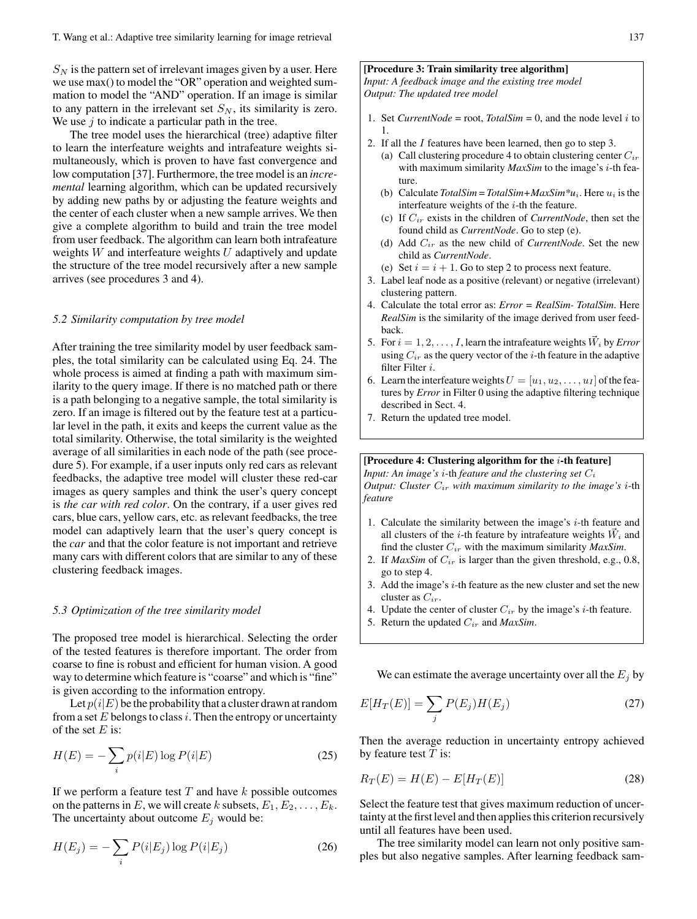$S_N$ is the pattern set of irrelevant images given by a user. Here we use max() to model the "OR" operation and weighted summation to model the "AND" operation. If an image is similar to any pattern in the irrelevant set $S_N$, its similarity is zero. We use $j$ to indicate a particular path in the tree.

The tree model uses the hierarchical (tree) adaptive filter to learn the interfeature weights and intrafeature weights simultaneously, which is proven to have fast convergence and low computation [37]. Furthermore, the tree model is an *incremental* learning algorithm, which can be updated recursively by adding new paths by or adjusting the feature weights and the center of each cluster when a new sample arrives. We then give a complete algorithm to build and train the tree model from user feedback. The algorithm can learn both intrafeature weights $W$ and interfeature weights $U$ adaptively and update the structure of the tree model recursively after a new sample arrives (see procedures 3 and 4).

### 5.2 Similarity computation by tree model

After training the tree similarity model by user feedback samples, the total similarity can be calculated using Eq. 24. The whole process is aimed at finding a path with maximum similarity to the query image. If there is no matched path or there is a path belonging to a negative sample, the total similarity is zero. If an image is filtered out by the feature test at a particular level in the path, it exits and keeps the current value as the total similarity. Otherwise, the total similarity is the weighted average of all similarities in each node of the path (see procedure 5). For example, if a user inputs only red cars as relevant feedbacks, the adaptive tree model will cluster these red-car images as query samples and think the user's query concept is *the car with red color*. On the contrary, if a user gives red cars, blue cars, yellow cars, etc. as relevant feedbacks, the tree model can adaptively learn that the user's query concept is the *car* and that the color feature is not important and retrieve many cars with different colors that are similar to any of these clustering feedback images.

### 5.3 Optimization of the tree similarity model

The proposed tree model is hierarchical. Selecting the order of the tested features is therefore important. The order from coarse to fine is robust and efficient for human vision. A good way to determine which feature is "coarse" and which is "fine" is given according to the information entropy.

Let $p(i|E)$ be the probability that a cluster drawn at random from a set $E$ belongs to class $i$. Then the entropy or uncertainty of the set $E$ is:

$$H(E) = -\sum_i p(i|E) \log P(i|E) \tag{25}$$

If we perform a feature test $T$ and have $k$ possible outcomes on the patterns in $E$, we will create $k$ subsets, $E_1, E_2, \ldots, E_k$. The uncertainty about outcome $E_j$ would be:

$$H(E_j) = -\sum_i P(i|E_j) \log P(i|E_j) \tag{26}$$

**[Procedure 3: Train similarity tree algorithm]**
*Input: A feedback image and the existing tree model*
*Output: The updated tree model*

1. Set *CurrentNode* = root, *TotalSim* = 0, and the node level $i$ to 1.
2. If all the $I$ features have been learned, then go to step 3.
   (a) Call clustering procedure 4 to obtain clustering center $C_{ir}$ with maximum similarity *MaxSim* to the image's $i$-th feature.
   (b) Calculate *TotalSim = TotalSim+MaxSim*$*u_i$. Here $u_i$ is the interfeature weights of the $i$-th the feature.
   (c) If $C_{ir}$ exists in the children of *CurrentNode*, then set the found child as *CurrentNode*. Go to step (e).
   (d) Add $C_{ir}$ as the new child of *CurrentNode*. Set the new child as *CurrentNode*.
   (e) Set $i = i + 1$. Go to step 2 to process next feature.
3. Label leaf node as a positive (relevant) or negative (irrelevant) clustering pattern.
4. Calculate the total error as: *Error = RealSim- TotalSim*. Here *RealSim* is the similarity of the image derived from user feedback.
5. For $i = 1, 2, \ldots, I$, learn the intrafeature weights $\vec{W}_i$ by *Error* using $C_{ir}$ as the query vector of the $i$-th feature in the adaptive filter Filter $i$.
6. Learn the interfeature weights $U = [u_1, u_2, \ldots, u_I]$ of the features by *Error* in Filter 0 using the adaptive filtering technique described in Sect. 4.
7. Return the updated tree model.

**[Procedure 4: Clustering algorithm for the $i$-th feature]**
*Input: An image's $i$-th feature and the clustering set $C_i$*
*Output: Cluster $C_{ir}$ with maximum similarity to the image's $i$-th feature*

1. Calculate the similarity between the image's $i$-th feature and all clusters of the $i$-th feature by intrafeature weights $\vec{W}_i$ and find the cluster $C_{ir}$ with the maximum similarity *MaxSim*.
2. If *MaxSim* of $C_{ir}$ is larger than the given threshold, e.g., 0.8, go to step 4.
3. Add the image's $i$-th feature as the new cluster and set the new cluster as $C_{ir}$.
4. Update the center of cluster $C_{ir}$ by the image's $i$-th feature.
5. Return the updated $C_{ir}$ and *MaxSim*.

We can estimate the average uncertainty over all the $E_j$ by

$$E[H_T(E)] = \sum_j P(E_j) H(E_j) \tag{27}$$

Then the average reduction in uncertainty entropy achieved by feature test $T$ is:

$$R_T(E) = H(E) - E[H_T(E)] \tag{28}$$

Select the feature test that gives maximum reduction of uncertainty at the first level and then applies this criterion recursively until all features have been used.

The tree similarity model can learn not only positive samples but also negative samples. After learning feedback sam-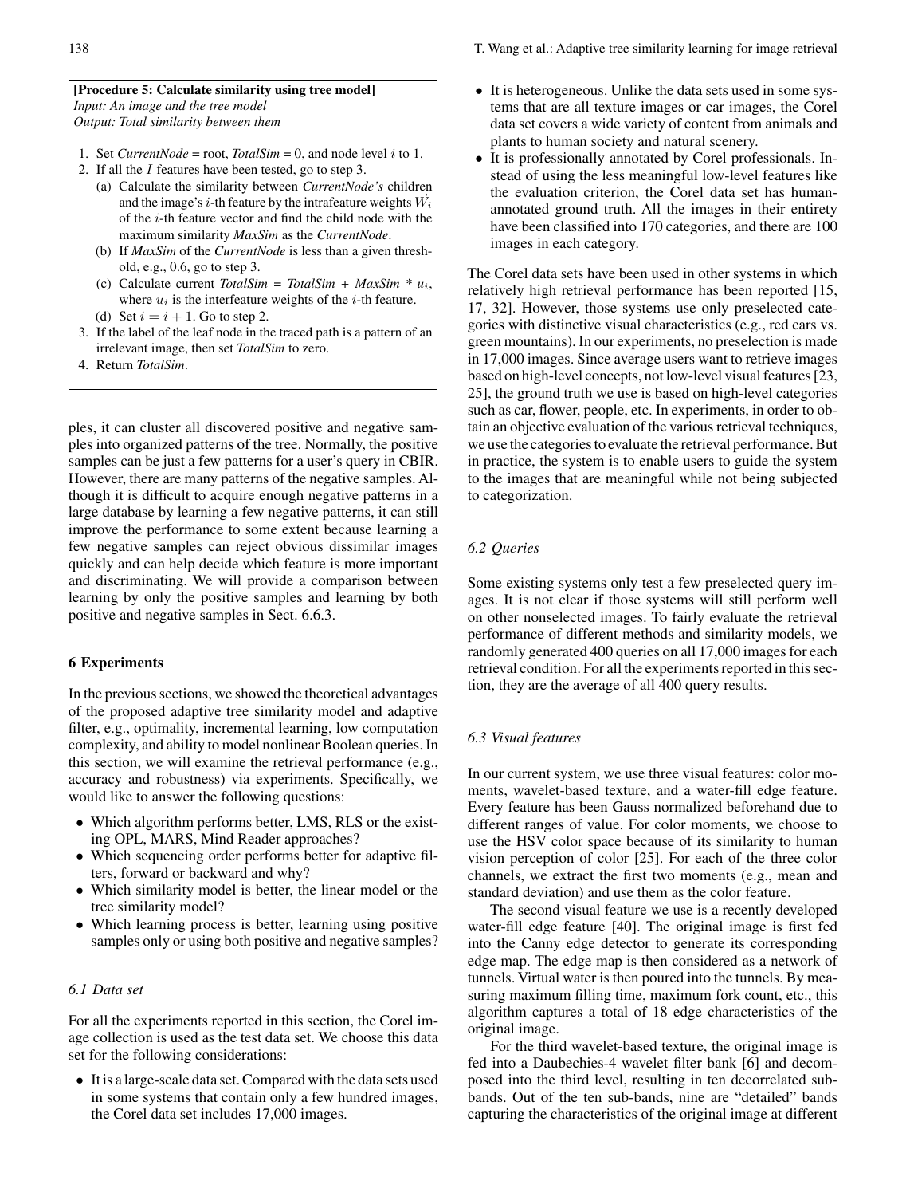**[Procedure 5: Calculate similarity using tree model]**
*Input: An image and the tree model*
*Output: Total similarity between them*

1. Set *CurrentNode* = root, *TotalSim* = 0, and node level $i$ to 1.
2. If all the $I$ features have been tested, go to step 3.
   (a) Calculate the similarity between *CurrentNode's* children and the image's $i$-th feature by the intrafeature weights $\vec{W}_i$ of the $i$-th feature vector and find the child node with the maximum similarity *MaxSim* as the *CurrentNode*.
   (b) If *MaxSim* of the *CurrentNode* is less than a given threshold, e.g., 0.6, go to step 3.
   (c) Calculate current *TotalSim* = *TotalSim* + *MaxSim* * $u_i$, where $u_i$ is the interfeature weights of the $i$-th feature.
   (d) Set $i = i + 1$. Go to step 2.
3. If the label of the leaf node in the traced path is a pattern of an irrelevant image, then set *TotalSim* to zero.
4. Return *TotalSim*.

ples, it can cluster all discovered positive and negative samples into organized patterns of the tree. Normally, the positive samples can be just a few patterns for a user's query in CBIR. However, there are many patterns of the negative samples. Although it is difficult to acquire enough negative patterns in a large database by learning a few negative patterns, it can still improve the performance to some extent because learning a few negative samples can reject obvious dissimilar images quickly and can help decide which feature is more important and discriminating. We will provide a comparison between learning by only the positive samples and learning by both positive and negative samples in Sect. 6.6.3.

## 6 Experiments

In the previous sections, we showed the theoretical advantages of the proposed adaptive tree similarity model and adaptive filter, e.g., optimality, incremental learning, low computation complexity, and ability to model nonlinear Boolean queries. In this section, we will examine the retrieval performance (e.g., accuracy and robustness) via experiments. Specifically, we would like to answer the following questions:

- Which algorithm performs better, LMS, RLS or the existing OPL, MARS, Mind Reader approaches?
- Which sequencing order performs better for adaptive filters, forward or backward and why?
- Which similarity model is better, the linear model or the tree similarity model?
- Which learning process is better, learning using positive samples only or using both positive and negative samples?

### *6.1 Data set*

For all the experiments reported in this section, the Corel image collection is used as the test data set. We choose this data set for the following considerations:

- It is a large-scale data set. Compared with the data sets used in some systems that contain only a few hundred images, the Corel data set includes 17,000 images.
- It is heterogeneous. Unlike the data sets used in some systems that are all texture images or car images, the Corel data set covers a wide variety of content from animals and plants to human society and natural scenery.
- It is professionally annotated by Corel professionals. Instead of using the less meaningful low-level features like the evaluation criterion, the Corel data set has human-annotated ground truth. All the images in their entirety have been classified into 170 categories, and there are 100 images in each category.

The Corel data sets have been used in other systems in which relatively high retrieval performance has been reported [15, 17, 32]. However, those systems use only preselected categories with distinctive visual characteristics (e.g., red cars vs. green mountains). In our experiments, no preselection is made in 17,000 images. Since average users want to retrieve images based on high-level concepts, not low-level visual features [23, 25], the ground truth we use is based on high-level categories such as car, flower, people, etc. In experiments, in order to obtain an objective evaluation of the various retrieval techniques, we use the categories to evaluate the retrieval performance. But in practice, the system is to enable users to guide the system to the images that are meaningful while not being subjected to categorization.

### *6.2 Queries*

Some existing systems only test a few preselected query images. It is not clear if those systems will still perform well on other nonselected images. To fairly evaluate the retrieval performance of different methods and similarity models, we randomly generated 400 queries on all 17,000 images for each retrieval condition. For all the experiments reported in this section, they are the average of all 400 query results.

### *6.3 Visual features*

In our current system, we use three visual features: color moments, wavelet-based texture, and a water-fill edge feature. Every feature has been Gauss normalized beforehand due to different ranges of value. For color moments, we choose to use the HSV color space because of its similarity to human vision perception of color [25]. For each of the three color channels, we extract the first two moments (e.g., mean and standard deviation) and use them as the color feature.

The second visual feature we use is a recently developed water-fill edge feature [40]. The original image is first fed into the Canny edge detector to generate its corresponding edge map. The edge map is then considered as a network of tunnels. Virtual water is then poured into the tunnels. By measuring maximum filling time, maximum fork count, etc., this algorithm captures a total of 18 edge characteristics of the original image.

For the third wavelet-based texture, the original image is fed into a Daubechies-4 wavelet filter bank [6] and decomposed into the third level, resulting in ten decorrelated subbands. Out of the ten sub-bands, nine are "detailed" bands capturing the characteristics of the original image at different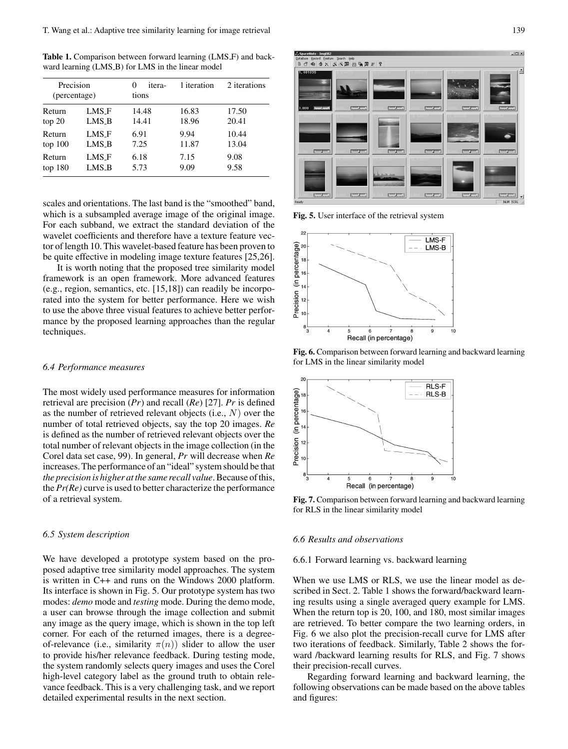**Table 1.** Comparison between forward learning (LMS_F) and backward learning (LMS_B) for LMS in the linear model

| Precision (percentage) | | 0 iterations | 1 iteration | 2 iterations |
|---|---|---|---|---|
| Return top 20 | LMS_F | 14.48 | 16.83 | 17.50 |
| | LMS_B | 14.41 | 18.96 | 20.41 |
| Return top 100 | LMS_F | 6.91 | 9.94 | 10.44 |
| | LMS_B | 7.25 | 11.87 | 13.04 |
| Return top 180 | LMS_F | 6.18 | 7.15 | 9.08 |
| | LMS_B | 5.73 | 9.09 | 9.58 |

scales and orientations. The last band is the "smoothed" band, which is a subsampled average image of the original image. For each subband, we extract the standard deviation of the wavelet coefficients and therefore have a texture feature vector of length 10. This wavelet-based feature has been proven to be quite effective in modeling image texture features [25,26].

It is worth noting that the proposed tree similarity model framework is an open framework. More advanced features (e.g., region, semantics, etc. [15,18]) can readily be incorporated into the system for better performance. Here we wish to use the above three visual features to achieve better performance by the proposed learning approaches than the regular techniques.

### 6.4 Performance measures

The most widely used performance measures for information retrieval are precision (*Pr*) and recall (*Re*) [27]. *Pr* is defined as the number of retrieved relevant objects (i.e., $N$) over the number of total retrieved objects, say the top 20 images. *Re* is defined as the number of retrieved relevant objects over the total number of relevant objects in the image collection (in the Corel data set case, 99). In general, *Pr* will decrease when *Re* increases. The performance of an "ideal" system should be that *the precision is higher at the same recall value*. Because of this, the *Pr(Re)* curve is used to better characterize the performance of a retrieval system.

### 6.5 System description

We have developed a prototype system based on the proposed adaptive tree similarity model approaches. The system is written in C++ and runs on the Windows 2000 platform. Its interface is shown in Fig. 5. Our prototype system has two modes: *demo* mode and *testing* mode. During the demo mode, a user can browse through the image collection and submit any image as the query image, which is shown in the top left corner. For each of the returned images, there is a degree-of-relevance (i.e., similarity $\pi(n)$) slider to allow the user to provide his/her relevance feedback. During testing mode, the system randomly selects query images and uses the Corel high-level category label as the ground truth to obtain relevance feedback. This is a very challenging task, and we report detailed experimental results in the next section.

**Fig. 5.** User interface of the retrieval system

**Fig. 6.** Comparison between forward learning and backward learning for LMS in the linear similarity model

**Fig. 7.** Comparison between forward learning and backward learning for RLS in the linear similarity model

### 6.6 Results and observations

#### 6.6.1 Forward learning vs. backward learning

When we use LMS or RLS, we use the linear model as described in Sect. 2. Table 1 shows the forward/backward learning results using a single averaged query example for LMS. When the return top is 20, 100, and 180, most similar images are retrieved. To better compare the two learning orders, in Fig. 6 we also plot the precision-recall curve for LMS after two iterations of feedback. Similarly, Table 2 shows the forward /backward learning results for RLS, and Fig. 7 shows their precision-recall curves.

Regarding forward learning and backward learning, the following observations can be made based on the above tables and figures: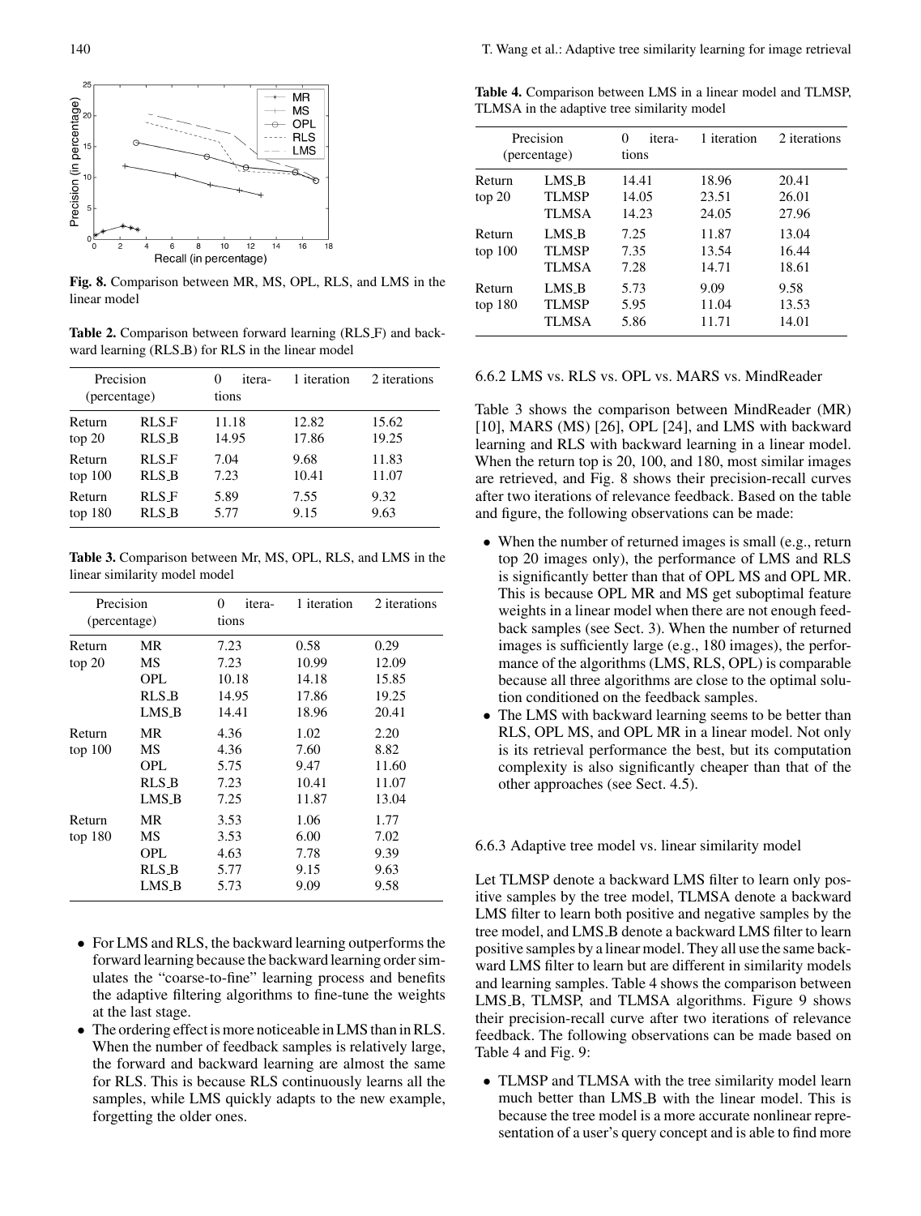Fig. 8. Comparison between MR, MS, OPL, RLS, and LMS in the linear model

**Table 2.** Comparison between forward learning (RLS_F) and backward learning (RLS_B) for RLS in the linear model

| Precision (percentage) | | 0 iterations | 1 iteration | 2 iterations |
|---|---|---|---|---|
| Return top 20 | RLS_F | 11.18 | 12.82 | 15.62 |
| | RLS_B | 14.95 | 17.86 | 19.25 |
| Return top 100 | RLS_F | 7.04 | 9.68 | 11.83 |
| | RLS_B | 7.23 | 10.41 | 11.07 |
| Return top 180 | RLS_F | 5.89 | 7.55 | 9.32 |
| | RLS_B | 5.77 | 9.15 | 9.63 |

**Table 3.** Comparison between Mr, MS, OPL, RLS, and LMS in the linear similarity model model

| Precision (percentage) | | 0 iterations | 1 iteration | 2 iterations |
|---|---|---|---|---|
| Return top 20 | MR | 7.23 | 0.58 | 0.29 |
| | MS | 7.23 | 10.99 | 12.09 |
| | OPL | 10.18 | 14.18 | 15.85 |
| | RLS_B | 14.95 | 17.86 | 19.25 |
| | LMS_B | 14.41 | 18.96 | 20.41 |
| Return top 100 | MR | 4.36 | 1.02 | 2.20 |
| | MS | 4.36 | 7.60 | 8.82 |
| | OPL | 5.75 | 9.47 | 11.60 |
| | RLS_B | 7.23 | 10.41 | 11.07 |
| | LMS_B | 7.25 | 11.87 | 13.04 |
| Return top 180 | MR | 3.53 | 1.06 | 1.77 |
| | MS | 3.53 | 6.00 | 7.02 |
| | OPL | 4.63 | 7.78 | 9.39 |
| | RLS_B | 5.77 | 9.15 | 9.63 |
| | LMS_B | 5.73 | 9.09 | 9.58 |

- For LMS and RLS, the backward learning outperforms the forward learning because the backward learning order simulates the "coarse-to-fine" learning process and benefits the adaptive filtering algorithms to fine-tune the weights at the last stage.
- The ordering effect is more noticeable in LMS than in RLS. When the number of feedback samples is relatively large, the forward and backward learning are almost the same for RLS. This is because RLS continuously learns all the samples, while LMS quickly adapts to the new example, forgetting the older ones.

**Table 4.** Comparison between LMS in a linear model and TLMSP, TLMSA in the adaptive tree similarity model

| Precision (percentage) | | 0 iterations | 1 iteration | 2 iterations |
|---|---|---|---|---|
| Return top 20 | LMS_B | 14.41 | 18.96 | 20.41 |
| | TLMSP | 14.05 | 23.51 | 26.01 |
| | TLMSA | 14.23 | 24.05 | 27.96 |
| Return top 100 | LMS_B | 7.25 | 11.87 | 13.04 |
| | TLMSP | 7.35 | 13.54 | 16.44 |
| | TLMSA | 7.28 | 14.71 | 18.61 |
| Return top 180 | LMS_B | 5.73 | 9.09 | 9.58 |
| | TLMSP | 5.95 | 11.04 | 13.53 |
| | TLMSA | 5.86 | 11.71 | 14.01 |

#### 6.6.2 LMS vs. RLS vs. OPL vs. MARS vs. MindReader

Table 3 shows the comparison between MindReader (MR) [10], MARS (MS) [26], OPL [24], and LMS with backward learning and RLS with backward learning in a linear model. When the return top is 20, 100, and 180, most similar images are retrieved, and Fig. 8 shows their precision-recall curves after two iterations of relevance feedback. Based on the table and figure, the following observations can be made:

- When the number of returned images is small (e.g., return top 20 images only), the performance of LMS and RLS is significantly better than that of OPL MS and OPL MR. This is because OPL MR and MS get suboptimal feature weights in a linear model when there are not enough feedback samples (see Sect. 3). When the number of returned images is sufficiently large (e.g., 180 images), the performance of the algorithms (LMS, RLS, OPL) is comparable because all three algorithms are close to the optimal solution conditioned on the feedback samples.
- The LMS with backward learning seems to be better than RLS, OPL MS, and OPL MR in a linear model. Not only is its retrieval performance the best, but its computation complexity is also significantly cheaper than that of the other approaches (see Sect. 4.5).

#### 6.6.3 Adaptive tree model vs. linear similarity model

Let TLMSP denote a backward LMS filter to learn only positive samples by the tree model, TLMSA denote a backward LMS filter to learn both positive and negative samples by the tree model, and LMS_B denote a backward LMS filter to learn positive samples by a linear model. They all use the same backward LMS filter to learn but are different in similarity models and learning samples. Table 4 shows the comparison between LMS_B, TLMSP, and TLMSA algorithms. Figure 9 shows their precision-recall curve after two iterations of relevance feedback. The following observations can be made based on Table 4 and Fig. 9:

- TLMSP and TLMSA with the tree similarity model learn much better than LMS_B with the linear model. This is because the tree model is a more accurate nonlinear representation of a user's query concept and is able to find more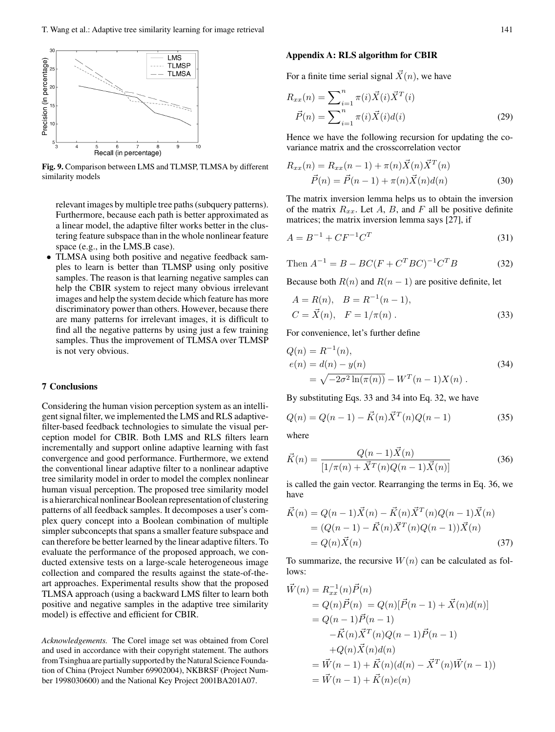Precision (in percentage)

Recall (in percentage)

LMS

TLMSP

TLMSA

30

25

20

15

10

5

3 4 5 6 7 8 9 10

**Fig. 9.** Comparison between LMS and TLMSP, TLMSA by different similarity models

relevant images by multiple tree paths (subquery patterns). Furthermore, because each path is better approximated as a linear model, the adaptive filter works better in the clustering feature subspace than in the whole nonlinear feature space (e.g., in the LMS_B case).

- TLMSA using both positive and negative feedback samples to learn is better than TLMSP using only positive samples. The reason is that learning negative samples can help the CBIR system to reject many obvious irrelevant images and help the system decide which feature has more discriminatory power than others. However, because there are many patterns for irrelevant images, it is difficult to find all the negative patterns by using just a few training samples. Thus the improvement of TLMSA over TLMSP is not very obvious.

## 7 Conclusions

Considering the human vision perception system as an intelligent signal filter, we implemented the LMS and RLS adaptive-filter-based feedback technologies to simulate the visual perception model for CBIR. Both LMS and RLS filters learn incrementally and support online adaptive learning with fast convergence and good performance. Furthermore, we extend the conventional linear adaptive filter to a nonlinear adaptive tree similarity model in order to model the complex nonlinear human visual perception. The proposed tree similarity model is a hierarchical nonlinear Boolean representation of clustering patterns of all feedback samples. It decomposes a user's complex query concept into a Boolean combination of multiple simpler subconcepts that spans a smaller feature subspace and can therefore be better learned by the linear adaptive filters. To evaluate the performance of the proposed approach, we conducted extensive tests on a large-scale heterogeneous image collection and compared the results against the state-of-the-art approaches. Experimental results show that the proposed TLMSA approach (using a backward LMS filter to learn both positive and negative samples in the adaptive tree similarity model) is effective and efficient for CBIR.

*Acknowledgements.* The Corel image set was obtained from Corel and used in accordance with their copyright statement. The authors from Tsinghua are partially supported by the Natural Science Foundation of China (Project Number 69902004), NKBRSF (Project Number 1998030600) and the National Key Project 2001BA201A07.

## Appendix A: RLS algorithm for CBIR

For a finite time serial signal $\vec{X}(n)$, we have

$$
\begin{aligned}
R_{xx}(n) &= \sum_{i=1}^{n} \pi(i)\vec{X}(i)\vec{X}^T(i) \\
\vec{P}(n) &= \sum_{i=1}^{n} \pi(i)\vec{X}(i)d(i)
\end{aligned} \tag{29}
$$

Hence we have the following recursion for updating the covariance matrix and the crosscorrelation vector

$$
\begin{aligned}
R_{xx}(n) &= R_{xx}(n-1) + \pi(n)\vec{X}(n)\vec{X}^T(n) \\
\vec{P}(n) &= \vec{P}(n-1) + \pi(n)\vec{X}(n)d(n)
\end{aligned} \tag{30}
$$

The matrix inversion lemma helps us to obtain the inversion of the matrix $R_{xx}$. Let $A$, $B$, and $F$ all be positive definite matrices; the matrix inversion lemma says [27], if

$$
A = B^{-1} + CF^{-1}C^T \tag{31}
$$

$$
\text{Then } A^{-1} = B - BC(F + C^T BC)^{-1}C^T B \tag{32}
$$

Because both $R(n)$ and $R(n-1)$ are positive definite, let

$$
\begin{aligned}
&A = R(n), \quad B = R^{-1}(n-1), \\
&C = \vec{X}(n), \quad F = 1/\pi(n) \,.
\end{aligned} \tag{33}
$$

For convenience, let's further define

$$
\begin{aligned}
Q(n) &= R^{-1}(n), \\
e(n) &= d(n) - y(n) \\
&= \sqrt{-2\sigma^2 \ln(\pi(n))} - W^T(n-1)X(n) \,.
\end{aligned} \tag{34}
$$

By substituting Eqs. 33 and 34 into Eq. 32, we have

$$
Q(n) = Q(n-1) - \vec{K}(n)\vec{X}^T(n)Q(n-1) \tag{35}
$$

where

$$
\vec{K}(n) = \frac{Q(n-1)\vec{X}(n)}{[1/\pi(n) + \vec{X}^T(n)Q(n-1)\vec{X}(n)]} \tag{36}
$$

is called the gain vector. Rearranging the terms in Eq. 36, we have

$$
\begin{aligned}
\vec{K}(n) &= Q(n-1)\vec{X}(n) - \vec{K}(n)\vec{X}^T(n)Q(n-1)\vec{X}(n) \\
&= (Q(n-1) - \vec{K}(n)\vec{X}^T(n)Q(n-1))\vec{X}(n) \\
&= Q(n)\vec{X}(n)
\end{aligned} \tag{37}
$$

To summarize, the recursive $W(n)$ can be calculated as follows:

$$
\begin{aligned}
\vec{W}(n) &= R_{xx}^{-1}(n)\vec{P}(n) \\
&= Q(n)\vec{P}(n) \ = Q(n)[\vec{P}(n-1) + \vec{X}(n)d(n)] \\
&= Q(n-1)\vec{P}(n-1) \\
&\quad -\vec{K}(n)\vec{X}^T(n)Q(n-1)\vec{P}(n-1) \\
&\quad +Q(n)\vec{X}(n)d(n) \\
&= \vec{W}(n-1) + \vec{K}(n)(d(n) - \vec{X}^T(n)\vec{W}(n-1)) \\
&= \vec{W}(n-1) + \vec{K}(n)e(n)
\end{aligned}
$$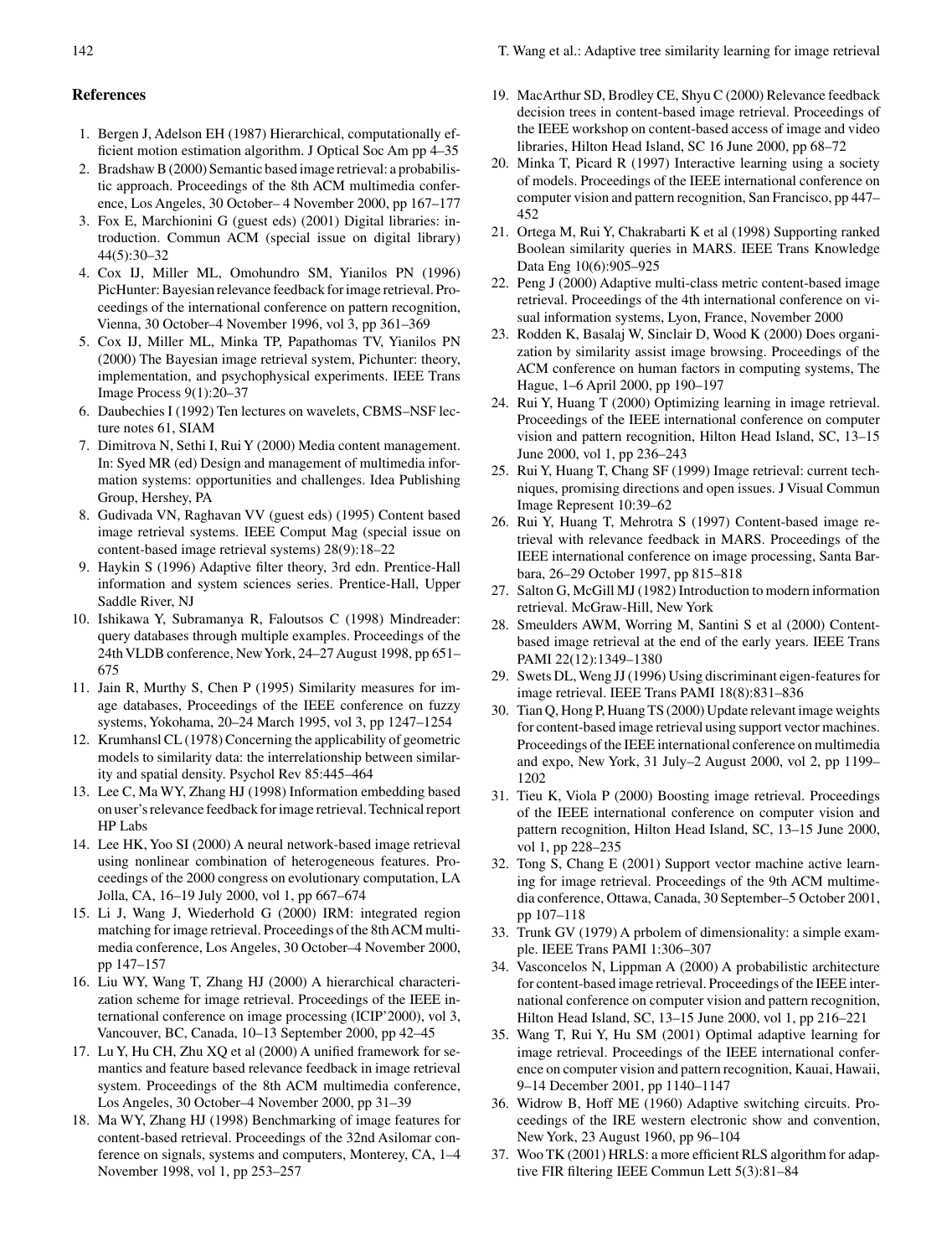## References

1. Bergen J, Adelson EH (1987) Hierarchical, computationally efficient motion estimation algorithm. J Optical Soc Am pp 4–35
2. Bradshaw B (2000) Semantic based image retrieval: a probabilistic approach. Proceedings of the 8th ACM multimedia conference, Los Angeles, 30 October– 4 November 2000, pp 167–177
3. Fox E, Marchionini G (guest eds) (2001) Digital libraries: introduction. Commun ACM (special issue on digital library) 44(5):30–32
4. Cox IJ, Miller ML, Omohundro SM, Yianilos PN (1996) PicHunter: Bayesian relevance feedback for image retrieval. Proceedings of the international conference on pattern recognition, Vienna, 30 October–4 November 1996, vol 3, pp 361–369
5. Cox IJ, Miller ML, Minka TP, Papathomas TV, Yianilos PN (2000) The Bayesian image retrieval system, Pichunter: theory, implementation, and psychophysical experiments. IEEE Trans Image Process 9(1):20–37
6. Daubechies I (1992) Ten lectures on wavelets, CBMS–NSF lecture notes 61, SIAM
7. Dimitrova N, Sethi I, Rui Y (2000) Media content management. In: Syed MR (ed) Design and management of multimedia information systems: opportunities and challenges. Idea Publishing Group, Hershey, PA
8. Gudivada VN, Raghavan VV (guest eds) (1995) Content based image retrieval systems. IEEE Comput Mag (special issue on content-based image retrieval systems) 28(9):18–22
9. Haykin S (1996) Adaptive filter theory, 3rd edn. Prentice-Hall information and system sciences series. Prentice-Hall, Upper Saddle River, NJ
10. Ishikawa Y, Subramanya R, Faloutsos C (1998) Mindreader: query databases through multiple examples. Proceedings of the 24th VLDB conference, New York, 24–27 August 1998, pp 651–675
11. Jain R, Murthy S, Chen P (1995) Similarity measures for image databases, Proceedings of the IEEE conference on fuzzy systems, Yokohama, 20–24 March 1995, vol 3, pp 1247–1254
12. Krumhansl CL (1978) Concerning the applicability of geometric models to similarity data: the interrelationship between similarity and spatial density. Psychol Rev 85:445–464
13. Lee C, Ma WY, Zhang HJ (1998) Information embedding based on user's relevance feedback for image retrieval. Technical report HP Labs
14. Lee HK, Yoo SI (2000) A neural network-based image retrieval using nonlinear combination of heterogeneous features. Proceedings of the 2000 congress on evolutionary computation, LA Jolla, CA, 16–19 July 2000, vol 1, pp 667–674
15. Li J, Wang J, Wiederhold G (2000) IRM: integrated region matching for image retrieval. Proceedings of the 8th ACM multimedia conference, Los Angeles, 30 October–4 November 2000, pp 147–157
16. Liu WY, Wang T, Zhang HJ (2000) A hierarchical characterization scheme for image retrieval. Proceedings of the IEEE international conference on image processing (ICIP'2000), vol 3, Vancouver, BC, Canada, 10–13 September 2000, pp 42–45
17. Lu Y, Hu CH, Zhu XQ et al (2000) A unified framework for semantics and feature based relevance feedback in image retrieval system. Proceedings of the 8th ACM multimedia conference, Los Angeles, 30 October–4 November 2000, pp 31–39
18. Ma WY, Zhang HJ (1998) Benchmarking of image features for content-based retrieval. Proceedings of the 32nd Asilomar conference on signals, systems and computers, Monterey, CA, 1–4 November 1998, vol 1, pp 253–257
19. MacArthur SD, Brodley CE, Shyu C (2000) Relevance feedback decision trees in content-based image retrieval. Proceedings of the IEEE workshop on content-based access of image and video libraries, Hilton Head Island, SC 16 June 2000, pp 68–72
20. Minka T, Picard R (1997) Interactive learning using a society of models. Proceedings of the IEEE international conference on computer vision and pattern recognition, San Francisco, pp 447–452
21. Ortega M, Rui Y, Chakrabarti K et al (1998) Supporting ranked Boolean similarity queries in MARS. IEEE Trans Knowledge Data Eng 10(6):905–925
22. Peng J (2000) Adaptive multi-class metric content-based image retrieval. Proceedings of the 4th international conference on visual information systems, Lyon, France, November 2000
23. Rodden K, Basalaj W, Sinclair D, Wood K (2000) Does organization by similarity assist image browsing. Proceedings of the ACM conference on human factors in computing systems, The Hague, 1–6 April 2000, pp 190–197
24. Rui Y, Huang T (2000) Optimizing learning in image retrieval. Proceedings of the IEEE international conference on computer vision and pattern recognition, Hilton Head Island, SC, 13–15 June 2000, vol 1, pp 236–243
25. Rui Y, Huang T, Chang SF (1999) Image retrieval: current techniques, promising directions and open issues. J Visual Commun Image Represent 10:39–62
26. Rui Y, Huang T, Mehrotra S (1997) Content-based image retrieval with relevance feedback in MARS. Proceedings of the IEEE international conference on image processing, Santa Barbara, 26–29 October 1997, pp 815–818
27. Salton G, McGill MJ (1982) Introduction to modern information retrieval. McGraw-Hill, New York
28. Smeulders AWM, Worring M, Santini S et al (2000) Content-based image retrieval at the end of the early years. IEEE Trans PAMI 22(12):1349–1380
29. Swets DL, Weng JJ (1996) Using discriminant eigen-features for image retrieval. IEEE Trans PAMI 18(8):831–836
30. Tian Q, Hong P, Huang TS (2000) Update relevant image weights for content-based image retrieval using support vector machines. Proceedings of the IEEE international conference on multimedia and expo, New York, 31 July–2 August 2000, vol 2, pp 1199–1202
31. Tieu K, Viola P (2000) Boosting image retrieval. Proceedings of the IEEE international conference on computer vision and pattern recognition, Hilton Head Island, SC, 13–15 June 2000, vol 1, pp 228–235
32. Tong S, Chang E (2001) Support vector machine active learning for image retrieval. Proceedings of the 9th ACM multimedia conference, Ottawa, Canada, 30 September–5 October 2001, pp 107–118
33. Trunk GV (1979) A prbolem of dimensionality: a simple example. IEEE Trans PAMI 1:306–307
34. Vasconcelos N, Lippman A (2000) A probabilistic architecture for content-based image retrieval. Proceedings of the IEEE international conference on computer vision and pattern recognition, Hilton Head Island, SC, 13–15 June 2000, vol 1, pp 216–221
35. Wang T, Rui Y, Hu SM (2001) Optimal adaptive learning for image retrieval. Proceedings of the IEEE international conference on computer vision and pattern recognition, Kauai, Hawaii, 9–14 December 2001, pp 1140–1147
36. Widrow B, Hoff ME (1960) Adaptive switching circuits. Proceedings of the IRE western electronic show and convention, New York, 23 August 1960, pp 96–104
37. Woo TK (2001) HRLS: a more efficient RLS algorithm for adaptive FIR filtering IEEE Commun Lett 5(3):81–84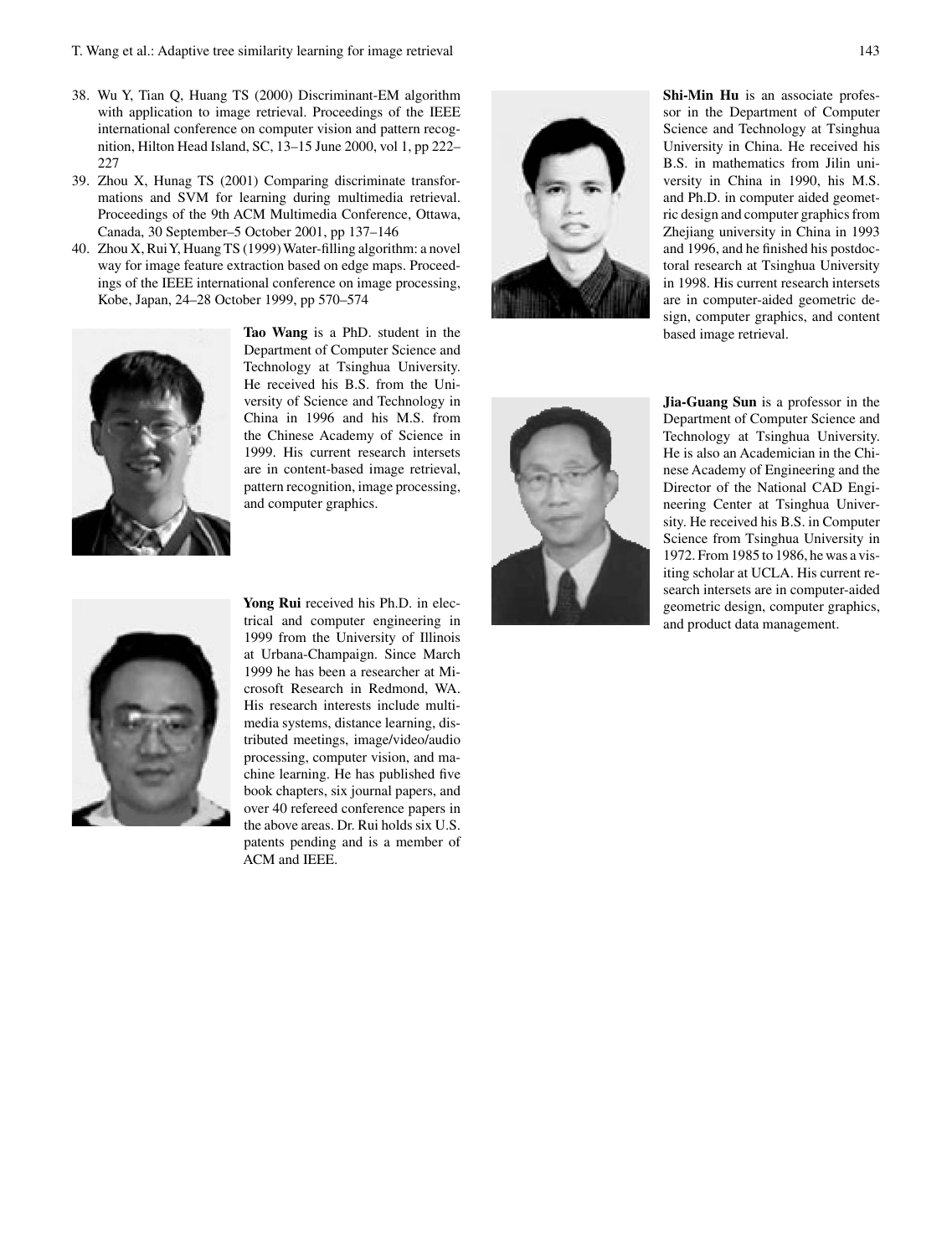38. Wu Y, Tian Q, Huang TS (2000) Discriminant-EM algorithm with application to image retrieval. Proceedings of the IEEE international conference on computer vision and pattern recognition, Hilton Head Island, SC, 13–15 June 2000, vol 1, pp 222–227
39. Zhou X, Hunag TS (2001) Comparing discriminate transformations and SVM for learning during multimedia retrieval. Proceedings of the 9th ACM Multimedia Conference, Ottawa, Canada, 30 September–5 October 2001, pp 137–146
40. Zhou X, Rui Y, Huang TS (1999) Water-filling algorithm: a novel way for image feature extraction based on edge maps. Proceedings of the IEEE international conference on image processing, Kobe, Japan, 24–28 October 1999, pp 570–574

**Tao Wang** is a PhD. student in the Department of Computer Science and Technology at Tsinghua University. He received his B.S. from the University of Science and Technology in China in 1996 and his M.S. from the Chinese Academy of Science in 1999. His current research intersets are in content-based image retrieval, pattern recognition, image processing, and computer graphics.

**Yong Rui** received his Ph.D. in electrical and computer engineering in 1999 from the University of Illinois at Urbana-Champaign. Since March 1999 he has been a researcher at Microsoft Research in Redmond, WA. His research interests include multimedia systems, distance learning, distributed meetings, image/video/audio processing, computer vision, and machine learning. He has published five book chapters, six journal papers, and over 40 refereed conference papers in the above areas. Dr. Rui holds six U.S. patents pending and is a member of ACM and IEEE.

**Shi-Min Hu** is an associate professor in the Department of Computer Science and Technology at Tsinghua University in China. He received his B.S. in mathematics from Jilin university in China in 1990, his M.S. and Ph.D. in computer aided geometric design and computer graphics from Zhejiang university in China in 1993 and 1996, and he finished his postdoctoral research at Tsinghua University in 1998. His current research intersets are in computer-aided geometric design, computer graphics, and content based image retrieval.

**Jia-Guang Sun** is a professor in the Department of Computer Science and Technology at Tsinghua University. He is also an Academician in the Chinese Academy of Engineering and the Director of the National CAD Engineering Center at Tsinghua University. He received his B.S. in Computer Science from Tsinghua University in 1972. From 1985 to 1986, he was a visiting scholar at UCLA. His current research intersets are in computer-aided geometric design, computer graphics, and product data management.